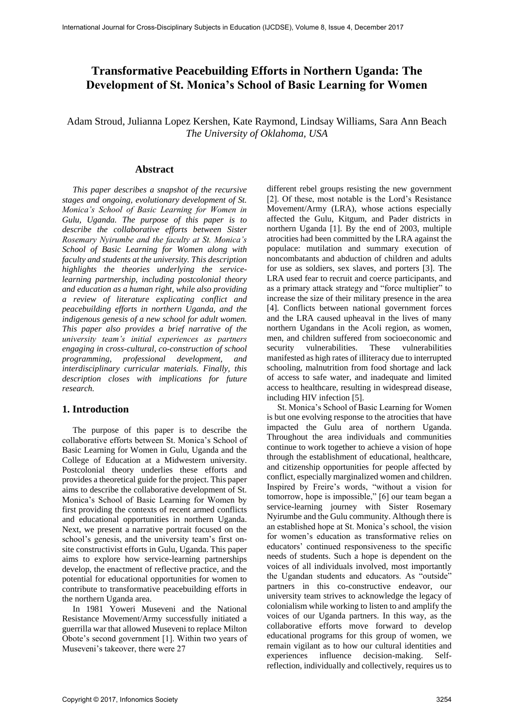# Transformative Peacebuilding Efforts in Northern Uganda: The Development of St. Monica's School of Basic Learning for Women

Adam Stroud, Julianna Lopez Kershen, Kate Raymond, Lindsay Williams, Sara Ann Beach
*The University of Oklahoma, USA*

## Abstract

*This paper describes a snapshot of the recursive stages and ongoing, evolutionary development of St. Monica's School of Basic Learning for Women in Gulu, Uganda. The purpose of this paper is to describe the collaborative efforts between Sister Rosemary Nyirumbe and the faculty at St. Monica's School of Basic Learning for Women along with faculty and students at the university. This description highlights the theories underlying the service-learning partnership, including postcolonial theory and education as a human right, while also providing a review of literature explicating conflict and peacebuilding efforts in northern Uganda, and the indigenous genesis of a new school for adult women. This paper also provides a brief narrative of the university team's initial experiences as partners engaging in cross-cultural, co-construction of school programming, professional development, and interdisciplinary curricular materials. Finally, this description closes with implications for future research.*

## 1. Introduction

The purpose of this paper is to describe the collaborative efforts between St. Monica's School of Basic Learning for Women in Gulu, Uganda and the College of Education at a Midwestern university. Postcolonial theory underlies these efforts and provides a theoretical guide for the project. This paper aims to describe the collaborative development of St. Monica's School of Basic Learning for Women by first providing the contexts of recent armed conflicts and educational opportunities in northern Uganda. Next, we present a narrative portrait focused on the school's genesis, and the university team's first on-site constructivist efforts in Gulu, Uganda. This paper aims to explore how service-learning partnerships develop, the enactment of reflective practice, and the potential for educational opportunities for women to contribute to transformative peacebuilding efforts in the northern Uganda area.

In 1981 Yoweri Museveni and the National Resistance Movement/Army successfully initiated a guerrilla war that allowed Museveni to replace Milton Obote's second government [1]. Within two years of Museveni's takeover, there were 27 different rebel groups resisting the new government [2]. Of these, most notable is the Lord's Resistance Movement/Army (LRA), whose actions especially affected the Gulu, Kitgum, and Pader districts in northern Uganda [1]. By the end of 2003, multiple atrocities had been committed by the LRA against the populace: mutilation and summary execution of noncombatants and abduction of children and adults for use as soldiers, sex slaves, and porters [3]. The LRA used fear to recruit and coerce participants, and as a primary attack strategy and "force multiplier" to increase the size of their military presence in the area [4]. Conflicts between national government forces and the LRA caused upheaval in the lives of many northern Ugandans in the Acoli region, as women, men, and children suffered from socioeconomic and security vulnerabilities. These vulnerabilities manifested as high rates of illiteracy due to interrupted schooling, malnutrition from food shortage and lack of access to safe water, and inadequate and limited access to healthcare, resulting in widespread disease, including HIV infection [5].

St. Monica's School of Basic Learning for Women is but one evolving response to the atrocities that have impacted the Gulu area of northern Uganda. Throughout the area individuals and communities continue to work together to achieve a vision of hope through the establishment of educational, healthcare, and citizenship opportunities for people affected by conflict, especially marginalized women and children. Inspired by Freire's words, "without a vision for tomorrow, hope is impossible," [6] our team began a service-learning journey with Sister Rosemary Nyirumbe and the Gulu community. Although there is an established hope at St. Monica's school, the vision for women's education as transformative relies on educators' continued responsiveness to the specific needs of students. Such a hope is dependent on the voices of all individuals involved, most importantly the Ugandan students and educators. As "outside" partners in this co-constructive endeavor, our university team strives to acknowledge the legacy of colonialism while working to listen to and amplify the voices of our Uganda partners. In this way, as the collaborative efforts move forward to develop educational programs for this group of women, we remain vigilant as to how our cultural identities and experiences influence decision-making. Self-reflection, individually and collectively, requires us to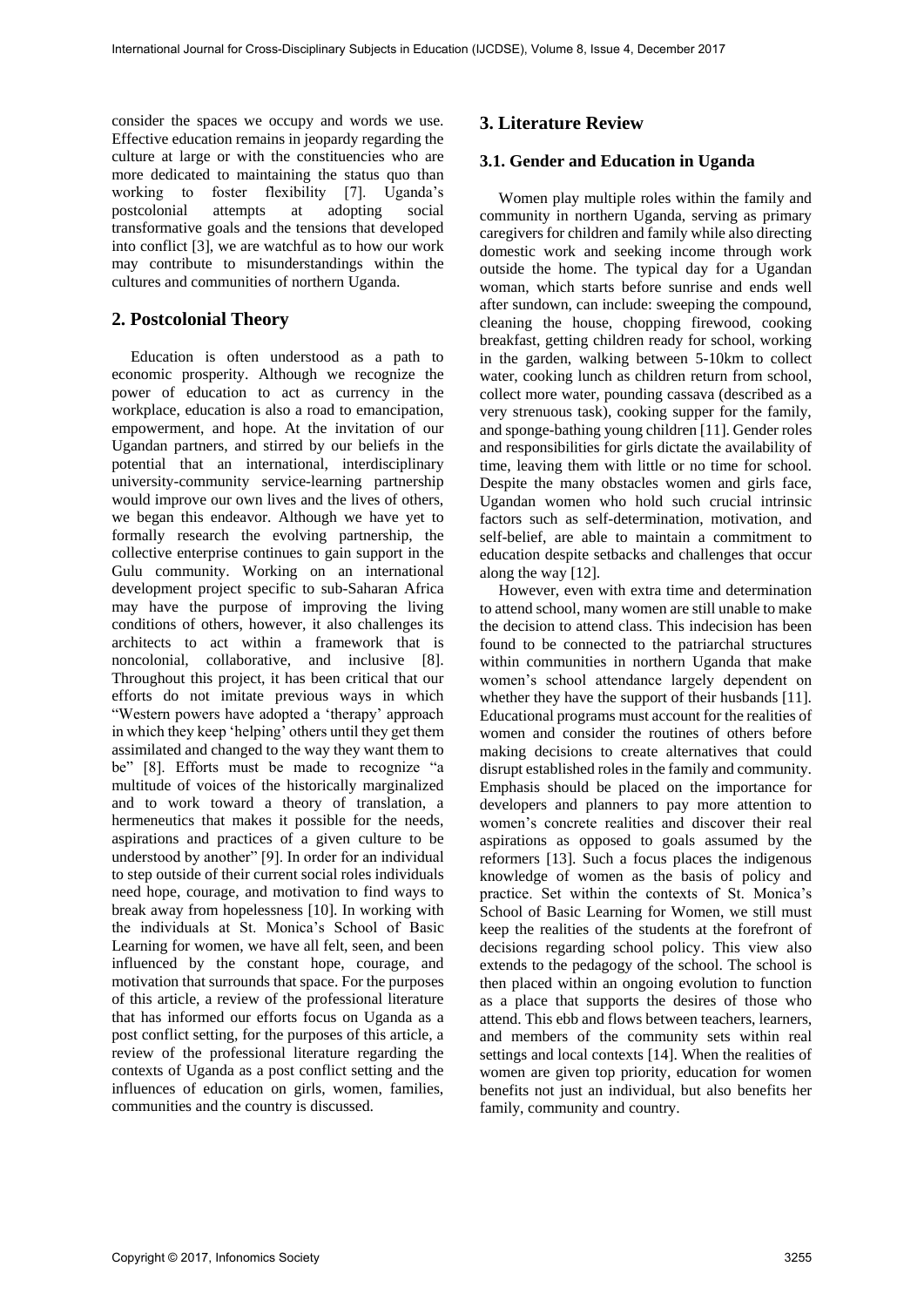consider the spaces we occupy and words we use. Effective education remains in jeopardy regarding the culture at large or with the constituencies who are more dedicated to maintaining the status quo than working to foster flexibility [7]. Uganda's postcolonial attempts at adopting social transformative goals and the tensions that developed into conflict [3], we are watchful as to how our work may contribute to misunderstandings within the cultures and communities of northern Uganda.

## 2. Postcolonial Theory

Education is often understood as a path to economic prosperity. Although we recognize the power of education to act as currency in the workplace, education is also a road to emancipation, empowerment, and hope. At the invitation of our Ugandan partners, and stirred by our beliefs in the potential that an international, interdisciplinary university-community service-learning partnership would improve our own lives and the lives of others, we began this endeavor. Although we have yet to formally research the evolving partnership, the collective enterprise continues to gain support in the Gulu community. Working on an international development project specific to sub-Saharan Africa may have the purpose of improving the living conditions of others, however, it also challenges its architects to act within a framework that is noncolonial, collaborative, and inclusive [8]. Throughout this project, it has been critical that our efforts do not imitate previous ways in which "Western powers have adopted a 'therapy' approach in which they keep 'helping' others until they get them assimilated and changed to the way they want them to be" [8]. Efforts must be made to recognize "a multitude of voices of the historically marginalized and to work toward a theory of translation, a hermeneutics that makes it possible for the needs, aspirations and practices of a given culture to be understood by another" [9]. In order for an individual to step outside of their current social roles individuals need hope, courage, and motivation to find ways to break away from hopelessness [10]. In working with the individuals at St. Monica's School of Basic Learning for women, we have all felt, seen, and been influenced by the constant hope, courage, and motivation that surrounds that space. For the purposes of this article, a review of the professional literature that has informed our efforts focus on Uganda as a post conflict setting, for the purposes of this article, a review of the professional literature regarding the contexts of Uganda as a post conflict setting and the influences of education on girls, women, families, communities and the country is discussed.

## 3. Literature Review

### 3.1. Gender and Education in Uganda

Women play multiple roles within the family and community in northern Uganda, serving as primary caregivers for children and family while also directing domestic work and seeking income through work outside the home. The typical day for a Ugandan woman, which starts before sunrise and ends well after sundown, can include: sweeping the compound, cleaning the house, chopping firewood, cooking breakfast, getting children ready for school, working in the garden, walking between 5-10km to collect water, cooking lunch as children return from school, collect more water, pounding cassava (described as a very strenuous task), cooking supper for the family, and sponge-bathing young children [11]. Gender roles and responsibilities for girls dictate the availability of time, leaving them with little or no time for school. Despite the many obstacles women and girls face, Ugandan women who hold such crucial intrinsic factors such as self-determination, motivation, and self-belief, are able to maintain a commitment to education despite setbacks and challenges that occur along the way [12].

However, even with extra time and determination to attend school, many women are still unable to make the decision to attend class. This indecision has been found to be connected to the patriarchal structures within communities in northern Uganda that make women's school attendance largely dependent on whether they have the support of their husbands [11]. Educational programs must account for the realities of women and consider the routines of others before making decisions to create alternatives that could disrupt established roles in the family and community. Emphasis should be placed on the importance for developers and planners to pay more attention to women's concrete realities and discover their real aspirations as opposed to goals assumed by the reformers [13]. Such a focus places the indigenous knowledge of women as the basis of policy and practice. Set within the contexts of St. Monica's School of Basic Learning for Women, we still must keep the realities of the students at the forefront of decisions regarding school policy. This view also extends to the pedagogy of the school. The school is then placed within an ongoing evolution to function as a place that supports the desires of those who attend. This ebb and flows between teachers, learners, and members of the community sets within real settings and local contexts [14]. When the realities of women are given top priority, education for women benefits not just an individual, but also benefits her family, community and country.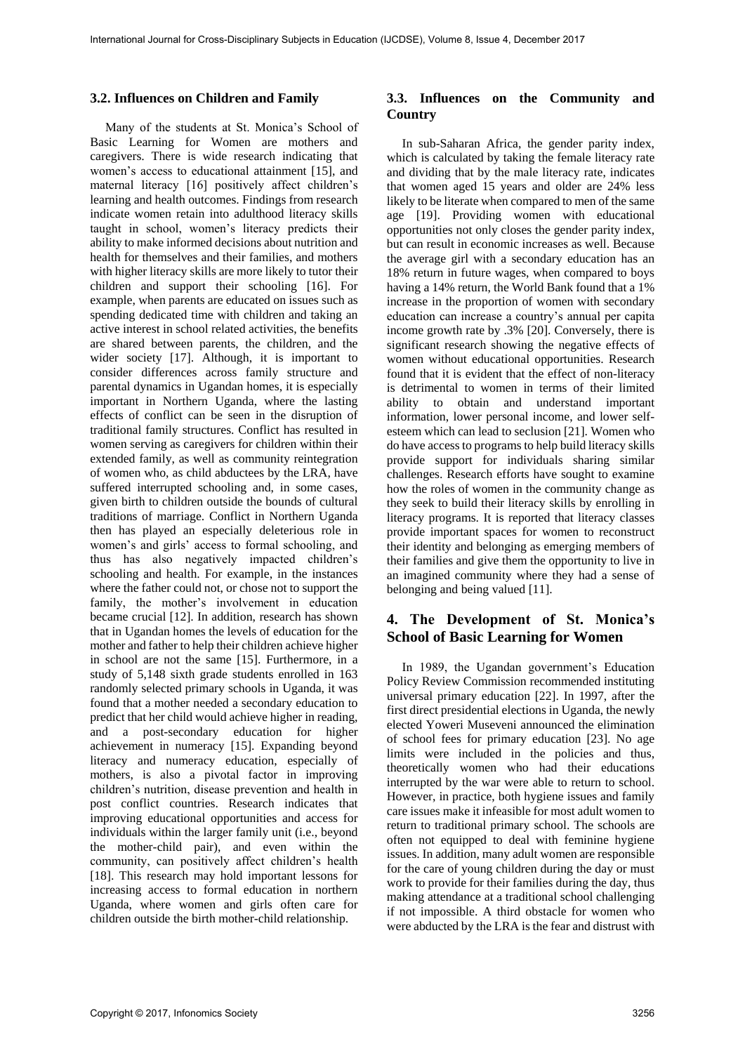### 3.2. Influences on Children and Family

Many of the students at St. Monica's School of Basic Learning for Women are mothers and caregivers. There is wide research indicating that women's access to educational attainment [15], and maternal literacy [16] positively affect children's learning and health outcomes. Findings from research indicate women retain into adulthood literacy skills taught in school, women's literacy predicts their ability to make informed decisions about nutrition and health for themselves and their families, and mothers with higher literacy skills are more likely to tutor their children and support their schooling [16]. For example, when parents are educated on issues such as spending dedicated time with children and taking an active interest in school related activities, the benefits are shared between parents, the children, and the wider society [17]. Although, it is important to consider differences across family structure and parental dynamics in Ugandan homes, it is especially important in Northern Uganda, where the lasting effects of conflict can be seen in the disruption of traditional family structures. Conflict has resulted in women serving as caregivers for children within their extended family, as well as community reintegration of women who, as child abductees by the LRA, have suffered interrupted schooling and, in some cases, given birth to children outside the bounds of cultural traditions of marriage. Conflict in Northern Uganda then has played an especially deleterious role in women's and girls' access to formal schooling, and thus has also negatively impacted children's schooling and health. For example, in the instances where the father could not, or chose not to support the family, the mother's involvement in education became crucial [12]. In addition, research has shown that in Ugandan homes the levels of education for the mother and father to help their children achieve higher in school are not the same [15]. Furthermore, in a study of 5,148 sixth grade students enrolled in 163 randomly selected primary schools in Uganda, it was found that a mother needed a secondary education to predict that her child would achieve higher in reading, and a post-secondary education for higher achievement in numeracy [15]. Expanding beyond literacy and numeracy education, especially of mothers, is also a pivotal factor in improving children's nutrition, disease prevention and health in post conflict countries. Research indicates that improving educational opportunities and access for individuals within the larger family unit (i.e., beyond the mother-child pair), and even within the community, can positively affect children's health [18]. This research may hold important lessons for increasing access to formal education in northern Uganda, where women and girls often care for children outside the birth mother-child relationship.

### 3.3. Influences on the Community and Country

In sub-Saharan Africa, the gender parity index, which is calculated by taking the female literacy rate and dividing that by the male literacy rate, indicates that women aged 15 years and older are 24% less likely to be literate when compared to men of the same age [19]. Providing women with educational opportunities not only closes the gender parity index, but can result in economic increases as well. Because the average girl with a secondary education has an 18% return in future wages, when compared to boys having a 14% return, the World Bank found that a 1% increase in the proportion of women with secondary education can increase a country's annual per capita income growth rate by .3% [20]. Conversely, there is significant research showing the negative effects of women without educational opportunities. Research found that it is evident that the effect of non-literacy is detrimental to women in terms of their limited ability to obtain and understand important information, lower personal income, and lower self-esteem which can lead to seclusion [21]. Women who do have access to programs to help build literacy skills provide support for individuals sharing similar challenges. Research efforts have sought to examine how the roles of women in the community change as they seek to build their literacy skills by enrolling in literacy programs. It is reported that literacy classes provide important spaces for women to reconstruct their identity and belonging as emerging members of their families and give them the opportunity to live in an imagined community where they had a sense of belonging and being valued [11].

## 4. The Development of St. Monica's School of Basic Learning for Women

In 1989, the Ugandan government's Education Policy Review Commission recommended instituting universal primary education [22]. In 1997, after the first direct presidential elections in Uganda, the newly elected Yoweri Museveni announced the elimination of school fees for primary education [23]. No age limits were included in the policies and thus, theoretically women who had their educations interrupted by the war were able to return to school. However, in practice, both hygiene issues and family care issues make it infeasible for most adult women to return to traditional primary school. The schools are often not equipped to deal with feminine hygiene issues. In addition, many adult women are responsible for the care of young children during the day or must work to provide for their families during the day, thus making attendance at a traditional school challenging if not impossible. A third obstacle for women who were abducted by the LRA is the fear and distrust with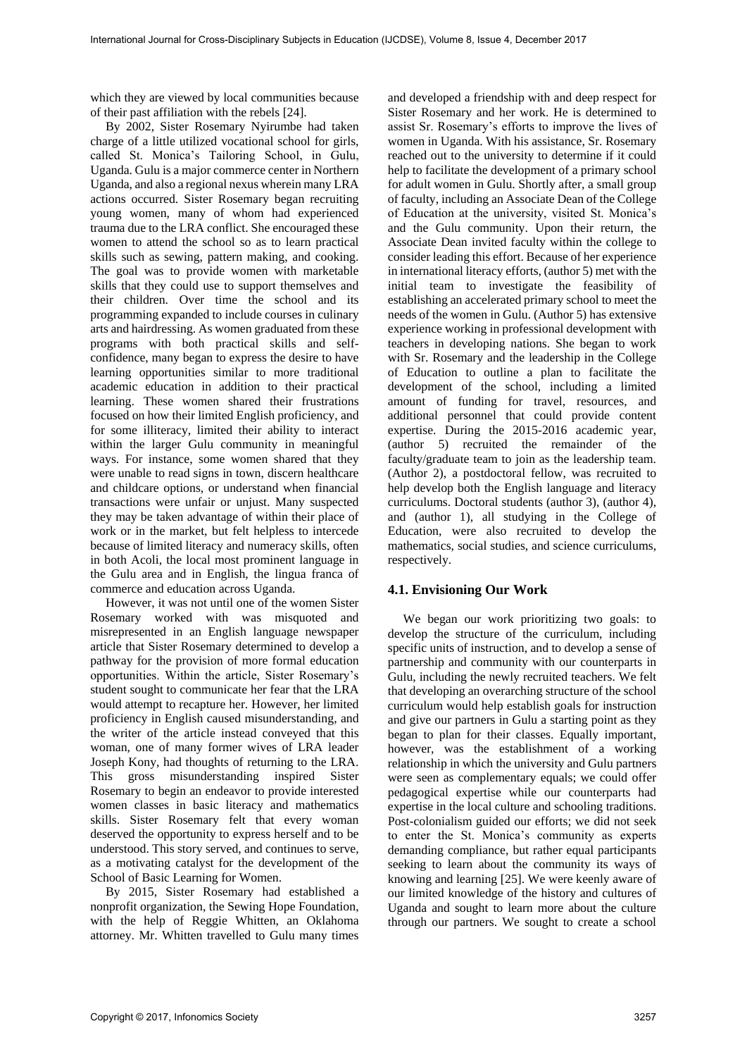which they are viewed by local communities because of their past affiliation with the rebels [24].

By 2002, Sister Rosemary Nyirumbe had taken charge of a little utilized vocational school for girls, called St. Monica's Tailoring School, in Gulu, Uganda. Gulu is a major commerce center in Northern Uganda, and also a regional nexus wherein many LRA actions occurred. Sister Rosemary began recruiting young women, many of whom had experienced trauma due to the LRA conflict. She encouraged these women to attend the school so as to learn practical skills such as sewing, pattern making, and cooking. The goal was to provide women with marketable skills that they could use to support themselves and their children. Over time the school and its programming expanded to include courses in culinary arts and hairdressing. As women graduated from these programs with both practical skills and self-confidence, many began to express the desire to have learning opportunities similar to more traditional academic education in addition to their practical learning. These women shared their frustrations focused on how their limited English proficiency, and for some illiteracy, limited their ability to interact within the larger Gulu community in meaningful ways. For instance, some women shared that they were unable to read signs in town, discern healthcare and childcare options, or understand when financial transactions were unfair or unjust. Many suspected they may be taken advantage of within their place of work or in the market, but felt helpless to intercede because of limited literacy and numeracy skills, often in both Acoli, the local most prominent language in the Gulu area and in English, the lingua franca of commerce and education across Uganda.

However, it was not until one of the women Sister Rosemary worked with was misquoted and misrepresented in an English language newspaper article that Sister Rosemary determined to develop a pathway for the provision of more formal education opportunities. Within the article, Sister Rosemary's student sought to communicate her fear that the LRA would attempt to recapture her. However, her limited proficiency in English caused misunderstanding, and the writer of the article instead conveyed that this woman, one of many former wives of LRA leader Joseph Kony, had thoughts of returning to the LRA. This gross misunderstanding inspired Sister Rosemary to begin an endeavor to provide interested women classes in basic literacy and mathematics skills. Sister Rosemary felt that every woman deserved the opportunity to express herself and to be understood. This story served, and continues to serve, as a motivating catalyst for the development of the School of Basic Learning for Women.

By 2015, Sister Rosemary had established a nonprofit organization, the Sewing Hope Foundation, with the help of Reggie Whitten, an Oklahoma attorney. Mr. Whitten travelled to Gulu many times and developed a friendship with and deep respect for Sister Rosemary and her work. He is determined to assist Sr. Rosemary's efforts to improve the lives of women in Uganda. With his assistance, Sr. Rosemary reached out to the university to determine if it could help to facilitate the development of a primary school for adult women in Gulu. Shortly after, a small group of faculty, including an Associate Dean of the College of Education at the university, visited St. Monica's and the Gulu community. Upon their return, the Associate Dean invited faculty within the college to consider leading this effort. Because of her experience in international literacy efforts, (author 5) met with the initial team to investigate the feasibility of establishing an accelerated primary school to meet the needs of the women in Gulu. (Author 5) has extensive experience working in professional development with teachers in developing nations. She began to work with Sr. Rosemary and the leadership in the College of Education to outline a plan to facilitate the development of the school, including a limited amount of funding for travel, resources, and additional personnel that could provide content expertise. During the 2015-2016 academic year, (author 5) recruited the remainder of the faculty/graduate team to join as the leadership team. (Author 2), a postdoctoral fellow, was recruited to help develop both the English language and literacy curriculums. Doctoral students (author 3), (author 4), and (author 1), all studying in the College of Education, were also recruited to develop the mathematics, social studies, and science curriculums, respectively.

### 4.1. Envisioning Our Work

We began our work prioritizing two goals: to develop the structure of the curriculum, including specific units of instruction, and to develop a sense of partnership and community with our counterparts in Gulu, including the newly recruited teachers. We felt that developing an overarching structure of the school curriculum would help establish goals for instruction and give our partners in Gulu a starting point as they began to plan for their classes. Equally important, however, was the establishment of a working relationship in which the university and Gulu partners were seen as complementary equals; we could offer pedagogical expertise while our counterparts had expertise in the local culture and schooling traditions. Post-colonialism guided our efforts; we did not seek to enter the St. Monica's community as experts demanding compliance, but rather equal participants seeking to learn about the community its ways of knowing and learning [25]. We were keenly aware of our limited knowledge of the history and cultures of Uganda and sought to learn more about the culture through our partners. We sought to create a school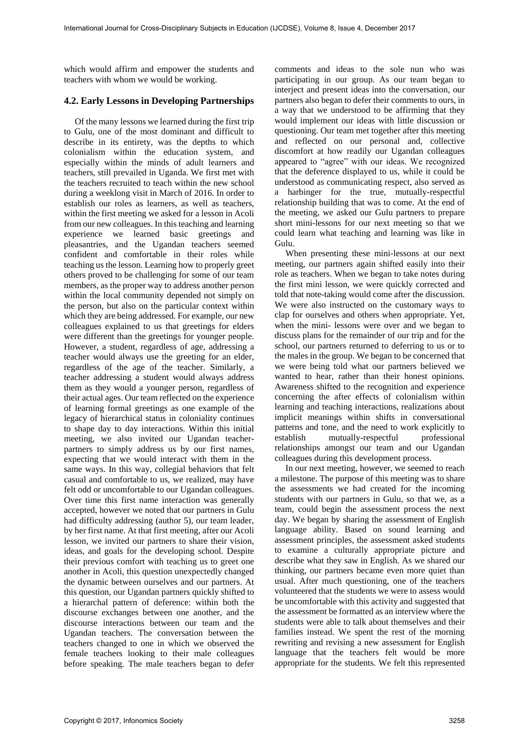which would affirm and empower the students and teachers with whom we would be working.

### 4.2. Early Lessons in Developing Partnerships

Of the many lessons we learned during the first trip to Gulu, one of the most dominant and difficult to describe in its entirety, was the depths to which colonialism within the education system, and especially within the minds of adult learners and teachers, still prevailed in Uganda. We first met with the teachers recruited to teach within the new school during a weeklong visit in March of 2016. In order to establish our roles as learners, as well as teachers, within the first meeting we asked for a lesson in Acoli from our new colleagues. In this teaching and learning experience we learned basic greetings and pleasantries, and the Ugandan teachers seemed confident and comfortable in their roles while teaching us the lesson. Learning how to properly greet others proved to be challenging for some of our team members, as the proper way to address another person within the local community depended not simply on the person, but also on the particular context within which they are being addressed. For example, our new colleagues explained to us that greetings for elders were different than the greetings for younger people. However, a student, regardless of age, addressing a teacher would always use the greeting for an elder, regardless of the age of the teacher. Similarly, a teacher addressing a student would always address them as they would a younger person, regardless of their actual ages. Our team reflected on the experience of learning formal greetings as one example of the legacy of hierarchical status in coloniality continues to shape day to day interactions. Within this initial meeting, we also invited our Ugandan teacher-partners to simply address us by our first names, expecting that we would interact with them in the same ways. In this way, collegial behaviors that felt casual and comfortable to us, we realized, may have felt odd or uncomfortable to our Ugandan colleagues. Over time this first name interaction was generally accepted, however we noted that our partners in Gulu had difficulty addressing (author 5), our team leader, by her first name. At that first meeting, after our Acoli lesson, we invited our partners to share their vision, ideas, and goals for the developing school. Despite their previous comfort with teaching us to greet one another in Acoli, this question unexpectedly changed the dynamic between ourselves and our partners. At this question, our Ugandan partners quickly shifted to a hierarchal pattern of deference: within both the discourse exchanges between one another, and the discourse interactions between our team and the Ugandan teachers. The conversation between the teachers changed to one in which we observed the female teachers looking to their male colleagues before speaking. The male teachers began to defer comments and ideas to the sole nun who was participating in our group. As our team began to interject and present ideas into the conversation, our partners also began to defer their comments to ours, in a way that we understood to be affirming that they would implement our ideas with little discussion or questioning. Our team met together after this meeting and reflected on our personal and, collective discomfort at how readily our Ugandan colleagues appeared to "agree" with our ideas. We recognized that the deference displayed to us, while it could be understood as communicating respect, also served as a harbinger for the true, mutually-respectful relationship building that was to come. At the end of the meeting, we asked our Gulu partners to prepare short mini-lessons for our next meeting so that we could learn what teaching and learning was like in Gulu.

When presenting these mini-lessons at our next meeting, our partners again shifted easily into their role as teachers. When we began to take notes during the first mini lesson, we were quickly corrected and told that note-taking would come after the discussion. We were also instructed on the customary ways to clap for ourselves and others when appropriate. Yet, when the mini- lessons were over and we began to discuss plans for the remainder of our trip and for the school, our partners returned to deferring to us or to the males in the group. We began to be concerned that we were being told what our partners believed we wanted to hear, rather than their honest opinions. Awareness shifted to the recognition and experience concerning the after effects of colonialism within learning and teaching interactions, realizations about implicit meanings within shifts in conversational patterns and tone, and the need to work explicitly to establish mutually-respectful professional relationships amongst our team and our Ugandan colleagues during this development process.

In our next meeting, however, we seemed to reach a milestone. The purpose of this meeting was to share the assessments we had created for the incoming students with our partners in Gulu, so that we, as a team, could begin the assessment process the next day. We began by sharing the assessment of English language ability. Based on sound learning and assessment principles, the assessment asked students to examine a culturally appropriate picture and describe what they saw in English. As we shared our thinking, our partners became even more quiet than usual. After much questioning, one of the teachers volunteered that the students we were to assess would be uncomfortable with this activity and suggested that the assessment be formatted as an interview where the students were able to talk about themselves and their families instead. We spent the rest of the morning rewriting and revising a new assessment for English language that the teachers felt would be more appropriate for the students. We felt this represented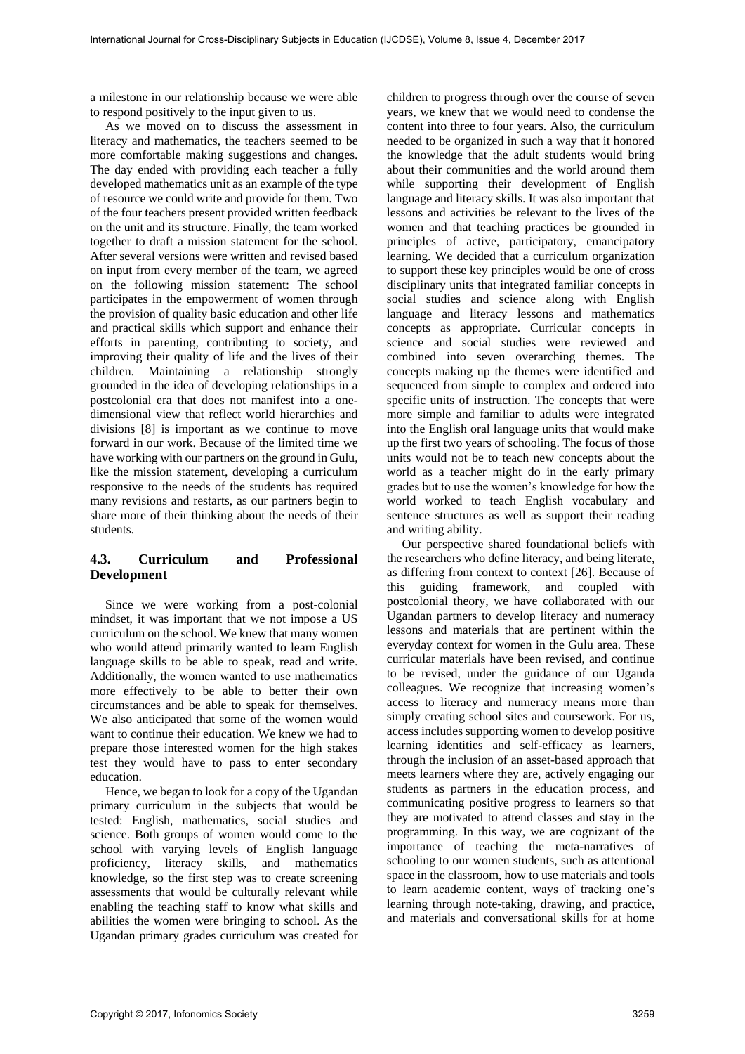a milestone in our relationship because we were able to respond positively to the input given to us.

As we moved on to discuss the assessment in literacy and mathematics, the teachers seemed to be more comfortable making suggestions and changes. The day ended with providing each teacher a fully developed mathematics unit as an example of the type of resource we could write and provide for them. Two of the four teachers present provided written feedback on the unit and its structure. Finally, the team worked together to draft a mission statement for the school. After several versions were written and revised based on input from every member of the team, we agreed on the following mission statement: The school participates in the empowerment of women through the provision of quality basic education and other life and practical skills which support and enhance their efforts in parenting, contributing to society, and improving their quality of life and the lives of their children. Maintaining a relationship strongly grounded in the idea of developing relationships in a postcolonial era that does not manifest into a one-dimensional view that reflect world hierarchies and divisions [8] is important as we continue to move forward in our work. Because of the limited time we have working with our partners on the ground in Gulu, like the mission statement, developing a curriculum responsive to the needs of the students has required many revisions and restarts, as our partners begin to share more of their thinking about the needs of their students.

### 4.3. Curriculum and Professional Development

Since we were working from a post-colonial mindset, it was important that we not impose a US curriculum on the school. We knew that many women who would attend primarily wanted to learn English language skills to be able to speak, read and write. Additionally, the women wanted to use mathematics more effectively to be able to better their own circumstances and be able to speak for themselves. We also anticipated that some of the women would want to continue their education. We knew we had to prepare those interested women for the high stakes test they would have to pass to enter secondary education.

Hence, we began to look for a copy of the Ugandan primary curriculum in the subjects that would be tested: English, mathematics, social studies and science. Both groups of women would come to the school with varying levels of English language proficiency, literacy skills, and mathematics knowledge, so the first step was to create screening assessments that would be culturally relevant while enabling the teaching staff to know what skills and abilities the women were bringing to school. As the Ugandan primary grades curriculum was created for children to progress through over the course of seven years, we knew that we would need to condense the content into three to four years. Also, the curriculum needed to be organized in such a way that it honored the knowledge that the adult students would bring about their communities and the world around them while supporting their development of English language and literacy skills. It was also important that lessons and activities be relevant to the lives of the women and that teaching practices be grounded in principles of active, participatory, emancipatory learning. We decided that a curriculum organization to support these key principles would be one of cross disciplinary units that integrated familiar concepts in social studies and science along with English language and literacy lessons and mathematics concepts as appropriate. Curricular concepts in science and social studies were reviewed and combined into seven overarching themes. The concepts making up the themes were identified and sequenced from simple to complex and ordered into specific units of instruction. The concepts that were more simple and familiar to adults were integrated into the English oral language units that would make up the first two years of schooling. The focus of those units would not be to teach new concepts about the world as a teacher might do in the early primary grades but to use the women's knowledge for how the world worked to teach English vocabulary and sentence structures as well as support their reading and writing ability.

Our perspective shared foundational beliefs with the researchers who define literacy, and being literate, as differing from context to context [26]. Because of this guiding framework, and coupled with postcolonial theory, we have collaborated with our Ugandan partners to develop literacy and numeracy lessons and materials that are pertinent within the everyday context for women in the Gulu area. These curricular materials have been revised, and continue to be revised, under the guidance of our Uganda colleagues. We recognize that increasing women's access to literacy and numeracy means more than simply creating school sites and coursework. For us, access includes supporting women to develop positive learning identities and self-efficacy as learners, through the inclusion of an asset-based approach that meets learners where they are, actively engaging our students as partners in the education process, and communicating positive progress to learners so that they are motivated to attend classes and stay in the programming. In this way, we are cognizant of the importance of teaching the meta-narratives of schooling to our women students, such as attentional space in the classroom, how to use materials and tools to learn academic content, ways of tracking one's learning through note-taking, drawing, and practice, and materials and conversational skills for at home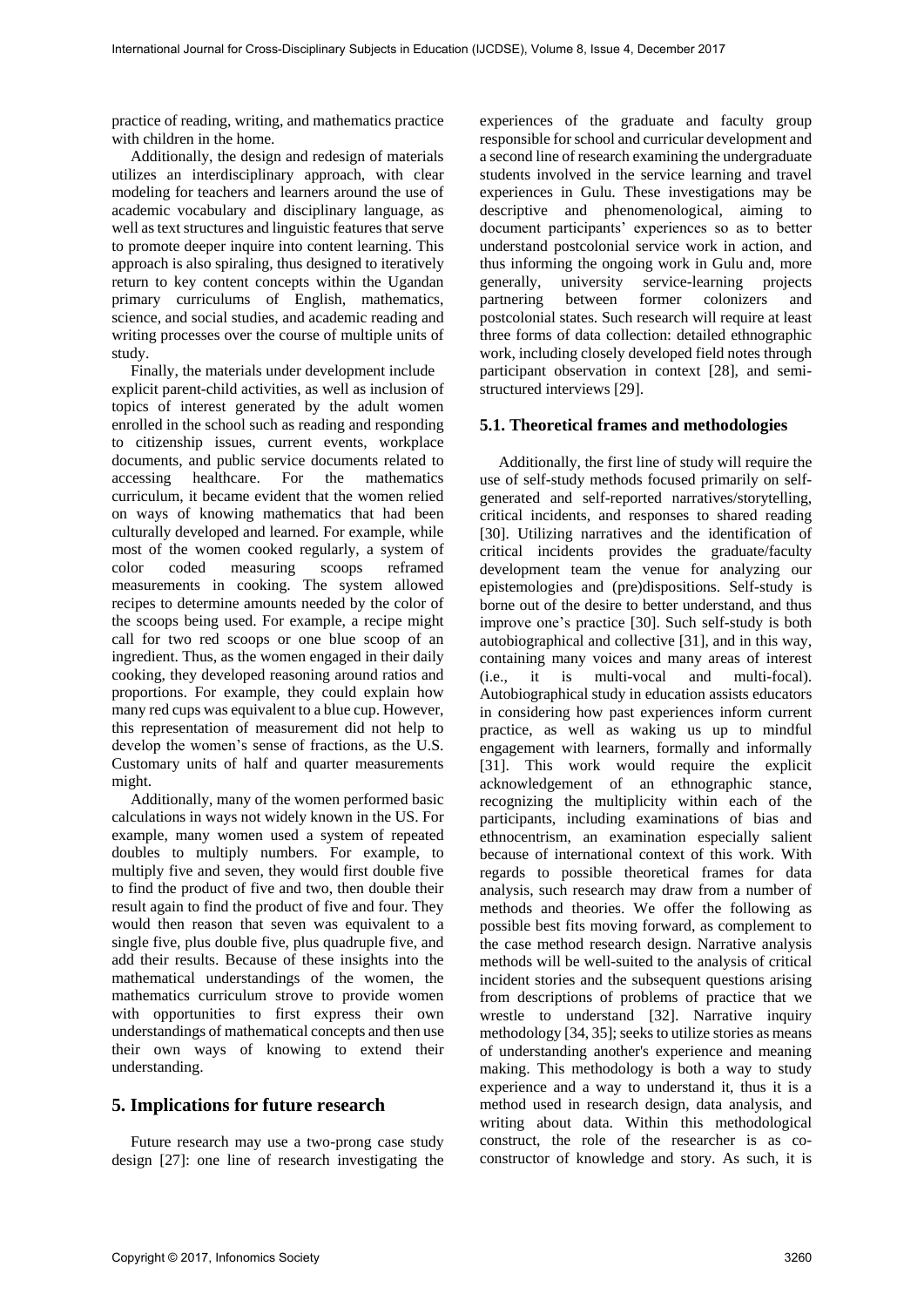practice of reading, writing, and mathematics practice with children in the home.

Additionally, the design and redesign of materials utilizes an interdisciplinary approach, with clear modeling for teachers and learners around the use of academic vocabulary and disciplinary language, as well as text structures and linguistic features that serve to promote deeper inquire into content learning. This approach is also spiraling, thus designed to iteratively return to key content concepts within the Ugandan primary curriculums of English, mathematics, science, and social studies, and academic reading and writing processes over the course of multiple units of study.

Finally, the materials under development include explicit parent-child activities, as well as inclusion of topics of interest generated by the adult women enrolled in the school such as reading and responding to citizenship issues, current events, workplace documents, and public service documents related to accessing healthcare. For the mathematics curriculum, it became evident that the women relied on ways of knowing mathematics that had been culturally developed and learned. For example, while most of the women cooked regularly, a system of color coded measuring scoops reframed measurements in cooking. The system allowed recipes to determine amounts needed by the color of the scoops being used. For example, a recipe might call for two red scoops or one blue scoop of an ingredient. Thus, as the women engaged in their daily cooking, they developed reasoning around ratios and proportions. For example, they could explain how many red cups was equivalent to a blue cup. However, this representation of measurement did not help to develop the women's sense of fractions, as the U.S. Customary units of half and quarter measurements might.

Additionally, many of the women performed basic calculations in ways not widely known in the US. For example, many women used a system of repeated doubles to multiply numbers. For example, to multiply five and seven, they would first double five to find the product of five and two, then double their result again to find the product of five and four. They would then reason that seven was equivalent to a single five, plus double five, plus quadruple five, and add their results. Because of these insights into the mathematical understandings of the women, the mathematics curriculum strove to provide women with opportunities to first express their own understandings of mathematical concepts and then use their own ways of knowing to extend their understanding.

## 5. Implications for future research

Future research may use a two-prong case study design [27]: one line of research investigating the experiences of the graduate and faculty group responsible for school and curricular development and a second line of research examining the undergraduate students involved in the service learning and travel experiences in Gulu. These investigations may be descriptive and phenomenological, aiming to document participants' experiences so as to better understand postcolonial service work in action, and thus informing the ongoing work in Gulu and, more generally, university service-learning projects partnering between former colonizers and postcolonial states. Such research will require at least three forms of data collection: detailed ethnographic work, including closely developed field notes through participant observation in context [28], and semi-structured interviews [29].

### 5.1. Theoretical frames and methodologies

Additionally, the first line of study will require the use of self-study methods focused primarily on self-generated and self-reported narratives/storytelling, critical incidents, and responses to shared reading [30]. Utilizing narratives and the identification of critical incidents provides the graduate/faculty development team the venue for analyzing our epistemologies and (pre)dispositions. Self-study is borne out of the desire to better understand, and thus improve one's practice [30]. Such self-study is both autobiographical and collective [31], and in this way, containing many voices and many areas of interest (i.e., it is multi-vocal and multi-focal). Autobiographical study in education assists educators in considering how past experiences inform current practice, as well as waking us up to mindful engagement with learners, formally and informally [31]. This work would require the explicit acknowledgement of an ethnographic stance, recognizing the multiplicity within each of the participants, including examinations of bias and ethnocentrism, an examination especially salient because of international context of this work. With regards to possible theoretical frames for data analysis, such research may draw from a number of methods and theories. We offer the following as possible best fits moving forward, as complement to the case method research design. Narrative analysis methods will be well-suited to the analysis of critical incident stories and the subsequent questions arising from descriptions of problems of practice that we wrestle to understand [32]. Narrative inquiry methodology [34, 35]; seeks to utilize stories as means of understanding another's experience and meaning making. This methodology is both a way to study experience and a way to understand it, thus it is a method used in research design, data analysis, and writing about data. Within this methodological construct, the role of the researcher is as co-constructor of knowledge and story. As such, it is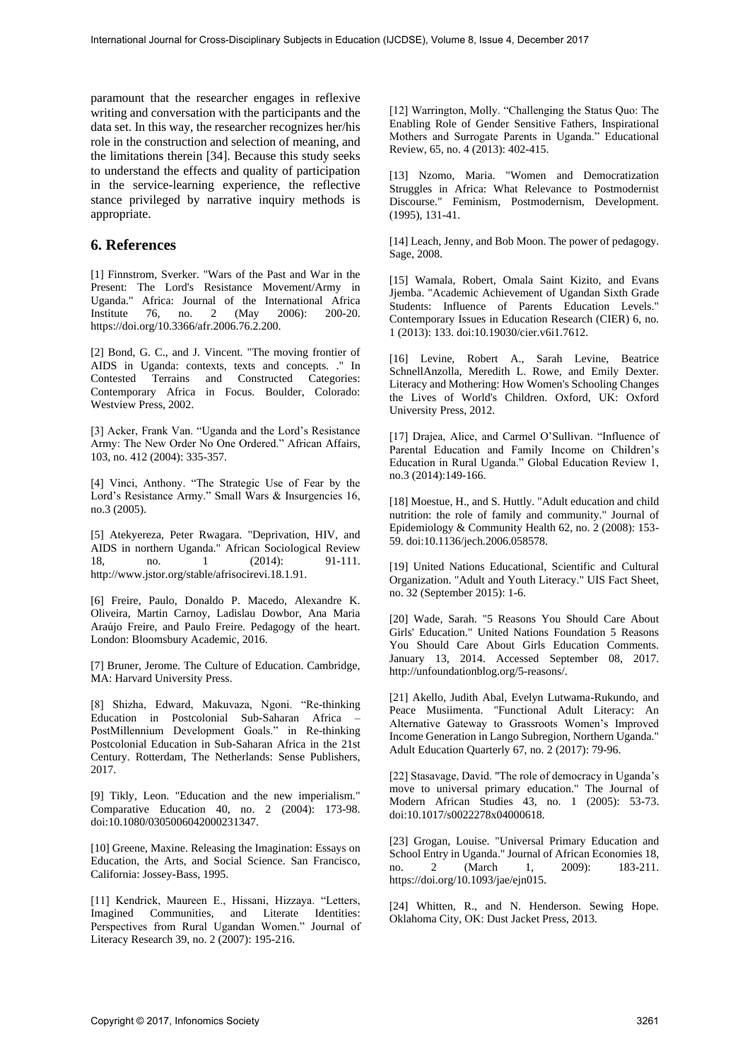paramount that the researcher engages in reflexive writing and conversation with the participants and the data set. In this way, the researcher recognizes her/his role in the construction and selection of meaning, and the limitations therein [34]. Because this study seeks to understand the effects and quality of participation in the service-learning experience, the reflective stance privileged by narrative inquiry methods is appropriate.

## 6. References

[1] Finnstrom, Sverker. "Wars of the Past and War in the Present: The Lord's Resistance Movement/Army in Uganda." Africa: Journal of the International Africa Institute 76, no. 2 (May 2006): 200-20. https://doi.org/10.3366/afr.2006.76.2.200.

[2] Bond, G. C., and J. Vincent. "The moving frontier of AIDS in Uganda: contexts, texts and concepts. ." In Contested Terrains and Constructed Categories: Contemporary Africa in Focus. Boulder, Colorado: Westview Press, 2002.

[3] Acker, Frank Van. "Uganda and the Lord's Resistance Army: The New Order No One Ordered." African Affairs, 103, no. 412 (2004): 335-357.

[4] Vinci, Anthony. "The Strategic Use of Fear by the Lord's Resistance Army." Small Wars & Insurgencies 16, no.3 (2005).

[5] Atekyereza, Peter Rwagara. "Deprivation, HIV, and AIDS in northern Uganda." African Sociological Review 18, no. 1 (2014): 91-111. http://www.jstor.org/stable/afrisocirevi.18.1.91.

[6] Freire, Paulo, Donaldo P. Macedo, Alexandre K. Oliveira, Martin Carnoy, Ladislau Dowbor, Ana Maria Araújo Freire, and Paulo Freire. Pedagogy of the heart. London: Bloomsbury Academic, 2016.

[7] Bruner, Jerome. The Culture of Education. Cambridge, MA: Harvard University Press.

[8] Shizha, Edward, Makuvaza, Ngoni. "Re-thinking Education in Postcolonial Sub-Saharan Africa – PostMillennium Development Goals." in Re-thinking Postcolonial Education in Sub-Saharan Africa in the 21st Century. Rotterdam, The Netherlands: Sense Publishers, 2017.

[9] Tikly, Leon. "Education and the new imperialism." Comparative Education 40, no. 2 (2004): 173-98. doi:10.1080/0305006042000231347.

[10] Greene, Maxine. Releasing the Imagination: Essays on Education, the Arts, and Social Science. San Francisco, California: Jossey-Bass, 1995.

[11] Kendrick, Maureen E., Hissani, Hizzaya. "Letters, Imagined Communities, and Literate Identities: Perspectives from Rural Ugandan Women." Journal of Literacy Research 39, no. 2 (2007): 195-216.

[12] Warrington, Molly. "Challenging the Status Quo: The Enabling Role of Gender Sensitive Fathers, Inspirational Mothers and Surrogate Parents in Uganda." Educational Review, 65, no. 4 (2013): 402-415.

[13] Nzomo, Maria. "Women and Democratization Struggles in Africa: What Relevance to Postmodernist Discourse." Feminism, Postmodernism, Development. (1995), 131-41.

[14] Leach, Jenny, and Bob Moon. The power of pedagogy. Sage, 2008.

[15] Wamala, Robert, Omala Saint Kizito, and Evans Jjemba. "Academic Achievement of Ugandan Sixth Grade Students: Influence of Parents Education Levels." Contemporary Issues in Education Research (CIER) 6, no. 1 (2013): 133. doi:10.19030/cier.v6i1.7612.

[16] Levine, Robert A., Sarah Levine, Beatrice SchnellAnzolla, Meredith L. Rowe, and Emily Dexter. Literacy and Mothering: How Women's Schooling Changes the Lives of World's Children. Oxford, UK: Oxford University Press, 2012.

[17] Drajea, Alice, and Carmel O'Sullivan. "Influence of Parental Education and Family Income on Children's Education in Rural Uganda." Global Education Review 1, no.3 (2014):149-166.

[18] Moestue, H., and S. Huttly. "Adult education and child nutrition: the role of family and community." Journal of Epidemiology & Community Health 62, no. 2 (2008): 153-59. doi:10.1136/jech.2006.058578.

[19] United Nations Educational, Scientific and Cultural Organization. "Adult and Youth Literacy." UIS Fact Sheet, no. 32 (September 2015): 1-6.

[20] Wade, Sarah. "5 Reasons You Should Care About Girls' Education." United Nations Foundation 5 Reasons You Should Care About Girls Education Comments. January 13, 2014. Accessed September 08, 2017. http://unfoundationblog.org/5-reasons/.

[21] Akello, Judith Abal, Evelyn Lutwama-Rukundo, and Peace Musiimenta. "Functional Adult Literacy: An Alternative Gateway to Grassroots Women's Improved Income Generation in Lango Subregion, Northern Uganda." Adult Education Quarterly 67, no. 2 (2017): 79-96.

[22] Stasavage, David. "The role of democracy in Uganda's move to universal primary education." The Journal of Modern African Studies 43, no. 1 (2005): 53-73. doi:10.1017/s0022278x04000618.

[23] Grogan, Louise. "Universal Primary Education and School Entry in Uganda." Journal of African Economies 18, no. 2 (March 1, 2009): 183-211. https://doi.org/10.1093/jae/ejn015.

[24] Whitten, R., and N. Henderson. Sewing Hope. Oklahoma City, OK: Dust Jacket Press, 2013.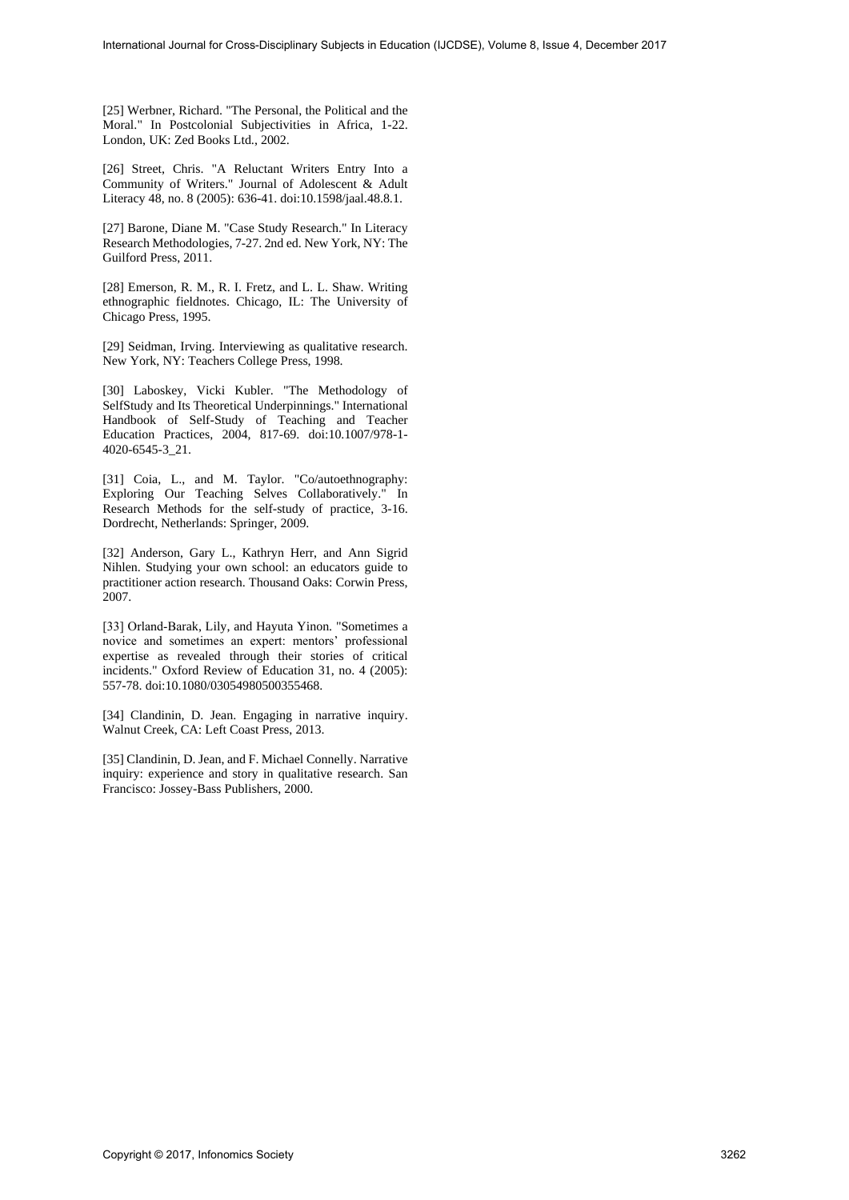[25] Werbner, Richard. "The Personal, the Political and the Moral." In Postcolonial Subjectivities in Africa, 1-22. London, UK: Zed Books Ltd., 2002.

[26] Street, Chris. "A Reluctant Writers Entry Into a Community of Writers." Journal of Adolescent & Adult Literacy 48, no. 8 (2005): 636-41. doi:10.1598/jaal.48.8.1.

[27] Barone, Diane M. "Case Study Research." In Literacy Research Methodologies, 7-27. 2nd ed. New York, NY: The Guilford Press, 2011.

[28] Emerson, R. M., R. I. Fretz, and L. L. Shaw. Writing ethnographic fieldnotes. Chicago, IL: The University of Chicago Press, 1995.

[29] Seidman, Irving. Interviewing as qualitative research. New York, NY: Teachers College Press, 1998.

[30] Laboskey, Vicki Kubler. "The Methodology of SelfStudy and Its Theoretical Underpinnings." International Handbook of Self-Study of Teaching and Teacher Education Practices, 2004, 817-69. doi:10.1007/978-1-4020-6545-3_21.

[31] Coia, L., and M. Taylor. "Co/autoethnography: Exploring Our Teaching Selves Collaboratively." In Research Methods for the self-study of practice, 3-16. Dordrecht, Netherlands: Springer, 2009.

[32] Anderson, Gary L., Kathryn Herr, and Ann Sigrid Nihlen. Studying your own school: an educators guide to practitioner action research. Thousand Oaks: Corwin Press, 2007.

[33] Orland-Barak, Lily, and Hayuta Yinon. "Sometimes a novice and sometimes an expert: mentors' professional expertise as revealed through their stories of critical incidents." Oxford Review of Education 31, no. 4 (2005): 557-78. doi:10.1080/03054980500355468.

[34] Clandinin, D. Jean. Engaging in narrative inquiry. Walnut Creek, CA: Left Coast Press, 2013.

[35] Clandinin, D. Jean, and F. Michael Connelly. Narrative inquiry: experience and story in qualitative research. San Francisco: Jossey-Bass Publishers, 2000.